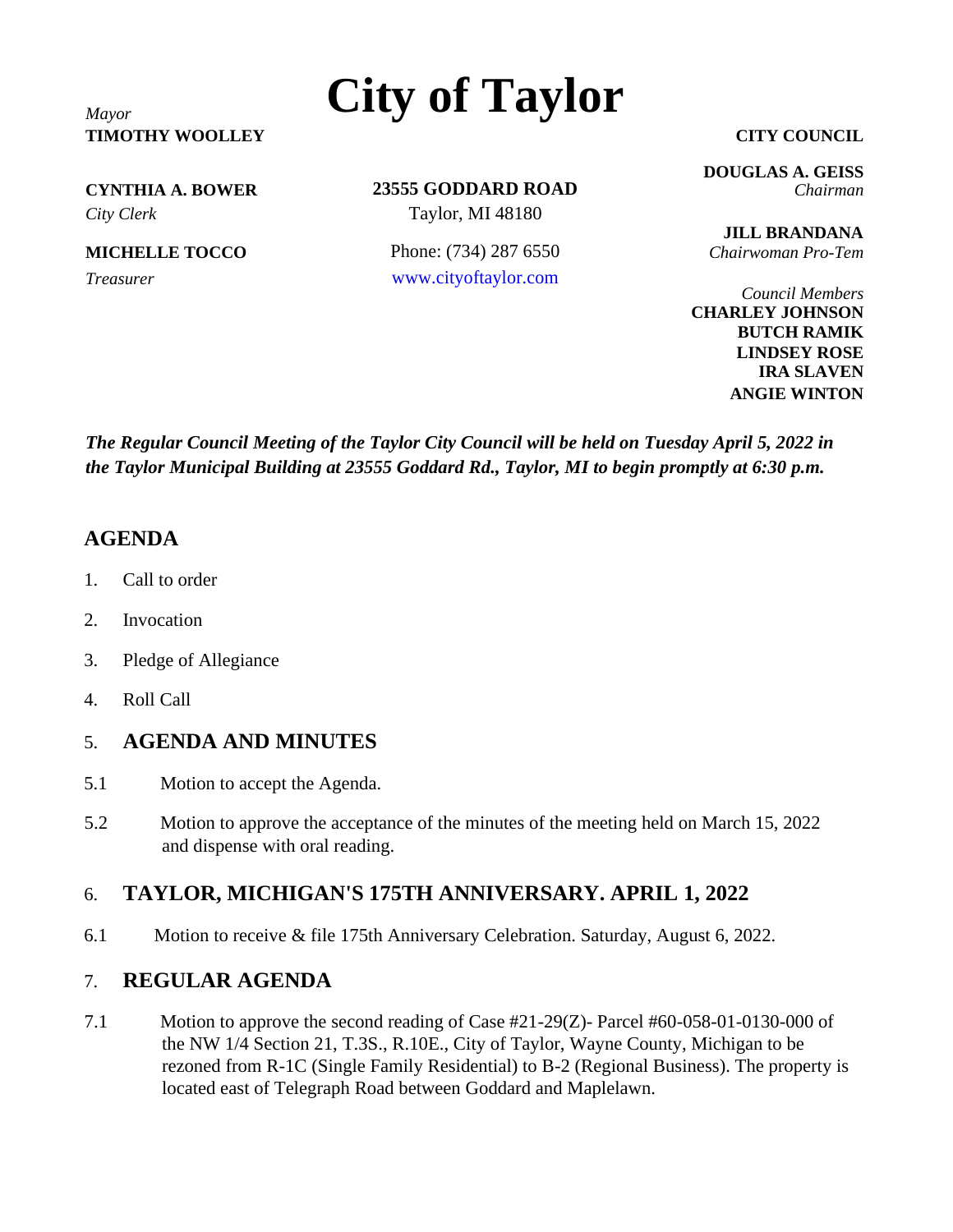# City of Taylor

*Mayor*
**TIMOTHY WOOLLEY**

**CYNTHIA A. BOWER**
*City Clerk*

**MICHELLE TOCCO**
*Treasurer*

**23555 GODDARD ROAD**
Taylor, MI 48180

Phone: (734) 287 6550
www.cityoftaylor.com

**CITY COUNCIL**

**DOUGLAS A. GEISS**
*Chairman*

**JILL BRANDANA**
*Chairwoman Pro-Tem*

*Council Members*
**CHARLEY JOHNSON**
**BUTCH RAMIK**
**LINDSEY ROSE**
**IRA SLAVEN**
**ANGIE WINTON**

***The Regular Council Meeting of the Taylor City Council will be held on Tuesday April 5, 2022 in the Taylor Municipal Building at 23555 Goddard Rd., Taylor, MI to begin promptly at 6:30 p.m.***

## AGENDA

1. Call to order
2. Invocation
3. Pledge of Allegiance
4. Roll Call

### 5. AGENDA AND MINUTES

5.1 Motion to accept the Agenda.

5.2 Motion to approve the acceptance of the minutes of the meeting held on March 15, 2022 and dispense with oral reading.

### 6. TAYLOR, MICHIGAN'S 175TH ANNIVERSARY. APRIL 1, 2022

6.1 Motion to receive & file 175th Anniversary Celebration. Saturday, August 6, 2022.

### 7. REGULAR AGENDA

7.1 Motion to approve the second reading of Case #21-29(Z)- Parcel #60-058-01-0130-000 of the NW 1/4 Section 21, T.3S., R.10E., City of Taylor, Wayne County, Michigan to be rezoned from R-1C (Single Family Residential) to B-2 (Regional Business). The property is located east of Telegraph Road between Goddard and Maplelawn.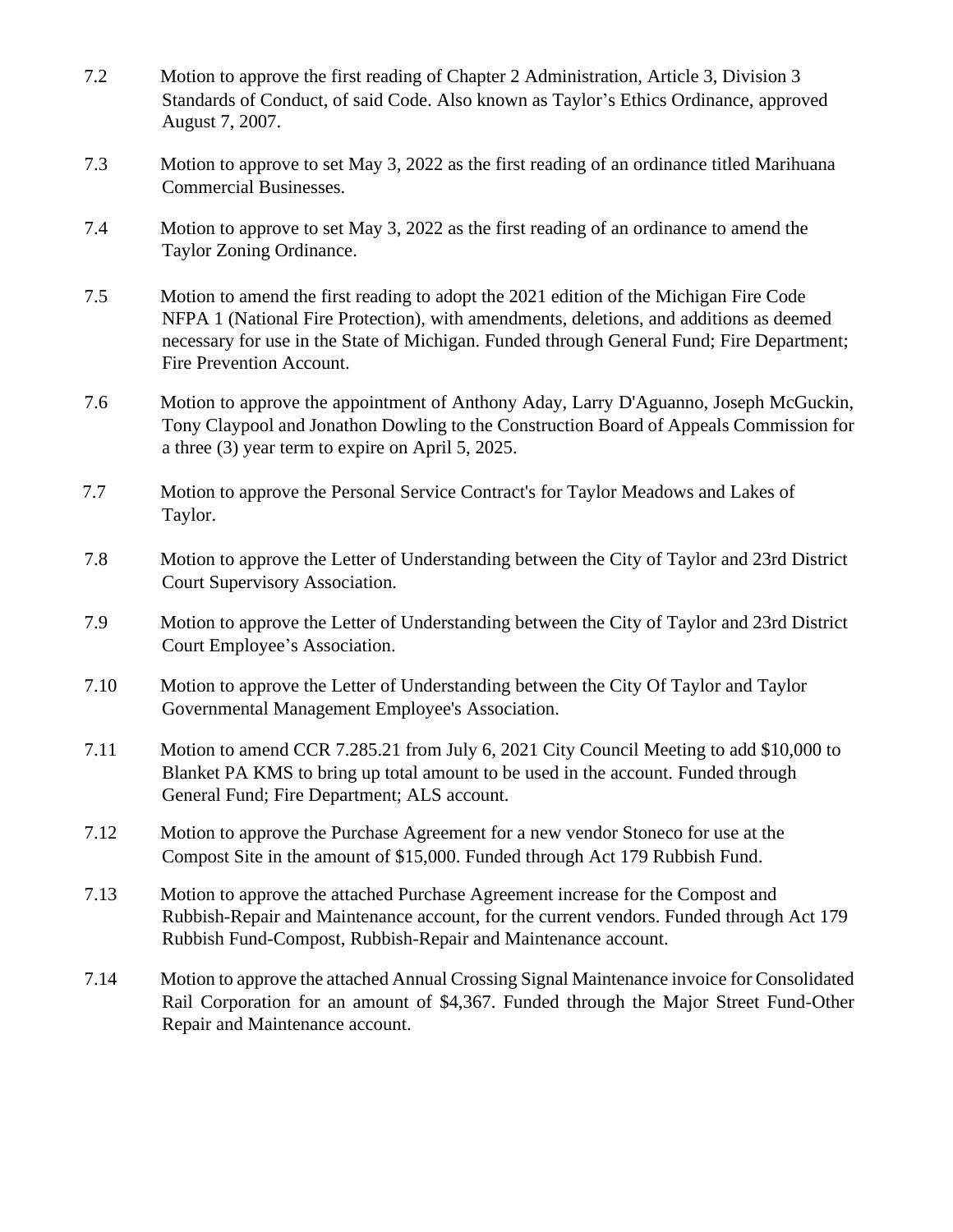7.2 Motion to approve the first reading of Chapter 2 Administration, Article 3, Division 3 Standards of Conduct, of said Code. Also known as Taylor's Ethics Ordinance, approved August 7, 2007.

7.3 Motion to approve to set May 3, 2022 as the first reading of an ordinance titled Marihuana Commercial Businesses.

7.4 Motion to approve to set May 3, 2022 as the first reading of an ordinance to amend the Taylor Zoning Ordinance.

7.5 Motion to amend the first reading to adopt the 2021 edition of the Michigan Fire Code NFPA 1 (National Fire Protection), with amendments, deletions, and additions as deemed necessary for use in the State of Michigan. Funded through General Fund; Fire Department; Fire Prevention Account.

7.6 Motion to approve the appointment of Anthony Aday, Larry D'Aguanno, Joseph McGuckin, Tony Claypool and Jonathon Dowling to the Construction Board of Appeals Commission for a three (3) year term to expire on April 5, 2025.

7.7 Motion to approve the Personal Service Contract's for Taylor Meadows and Lakes of Taylor.

7.8 Motion to approve the Letter of Understanding between the City of Taylor and 23rd District Court Supervisory Association.

7.9 Motion to approve the Letter of Understanding between the City of Taylor and 23rd District Court Employee's Association.

7.10 Motion to approve the Letter of Understanding between the City Of Taylor and Taylor Governmental Management Employee's Association.

7.11 Motion to amend CCR 7.285.21 from July 6, 2021 City Council Meeting to add $10,000 to Blanket PA KMS to bring up total amount to be used in the account. Funded through General Fund; Fire Department; ALS account.

7.12 Motion to approve the Purchase Agreement for a new vendor Stoneco for use at the Compost Site in the amount of $15,000. Funded through Act 179 Rubbish Fund.

7.13 Motion to approve the attached Purchase Agreement increase for the Compost and Rubbish-Repair and Maintenance account, for the current vendors. Funded through Act 179 Rubbish Fund-Compost, Rubbish-Repair and Maintenance account.

7.14 Motion to approve the attached Annual Crossing Signal Maintenance invoice for Consolidated Rail Corporation for an amount of $4,367. Funded through the Major Street Fund-Other Repair and Maintenance account.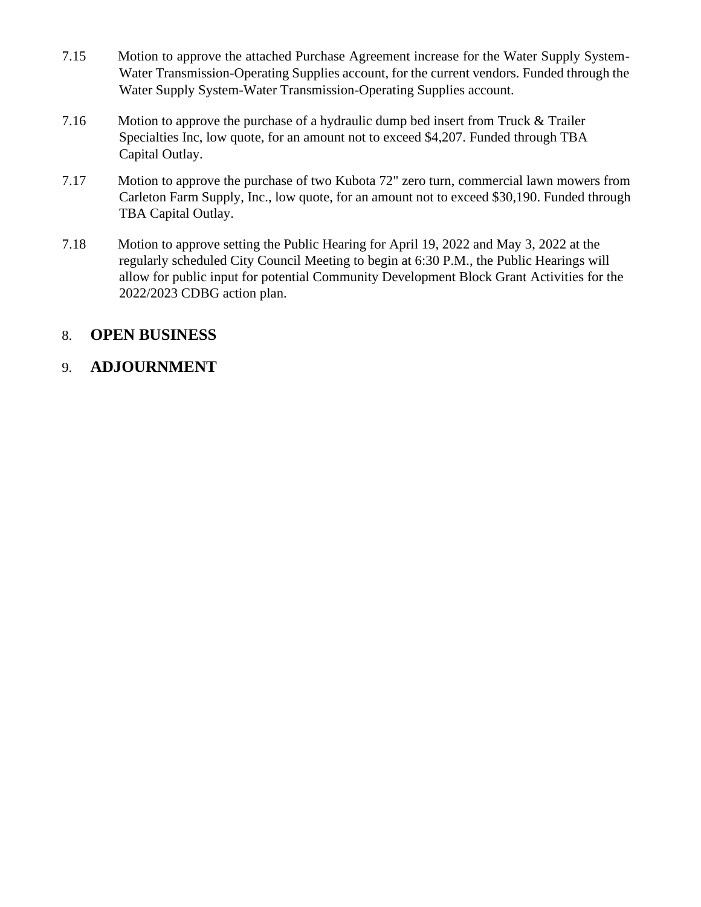7.15 Motion to approve the attached Purchase Agreement increase for the Water Supply System-Water Transmission-Operating Supplies account, for the current vendors. Funded through the Water Supply System-Water Transmission-Operating Supplies account.

7.16 Motion to approve the purchase of a hydraulic dump bed insert from Truck & Trailer Specialties Inc, low quote, for an amount not to exceed $4,207. Funded through TBA Capital Outlay.

7.17 Motion to approve the purchase of two Kubota 72" zero turn, commercial lawn mowers from Carleton Farm Supply, Inc., low quote, for an amount not to exceed $30,190. Funded through TBA Capital Outlay.

7.18 Motion to approve setting the Public Hearing for April 19, 2022 and May 3, 2022 at the regularly scheduled City Council Meeting to begin at 6:30 P.M., the Public Hearings will allow for public input for potential Community Development Block Grant Activities for the 2022/2023 CDBG action plan.

## 8. OPEN BUSINESS

## 9. ADJOURNMENT